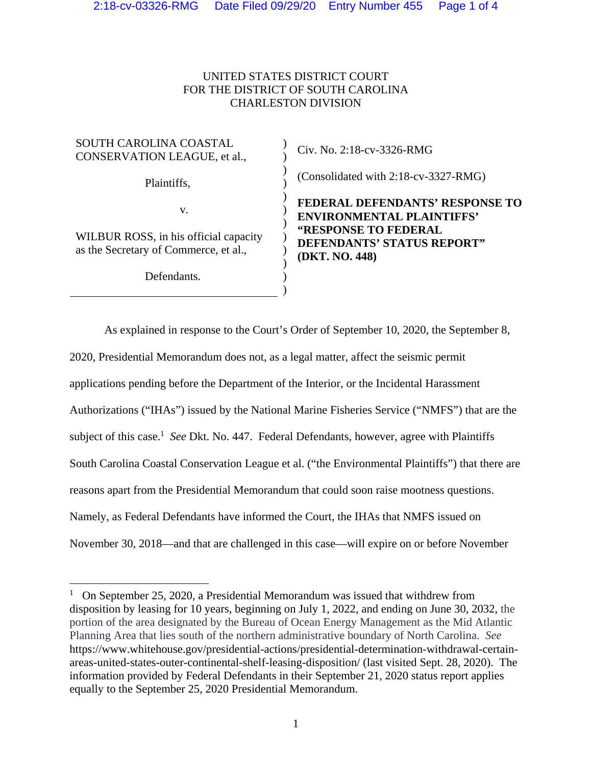UNITED STATES DISTRICT COURT
FOR THE DISTRICT OF SOUTH CAROLINA
CHARLESTON DIVISION

| | |
|---|---|
| SOUTH CAROLINA COASTAL CONSERVATION LEAGUE, et al., | Civ. No. 2:18-cv-3326-RMG |
| Plaintiffs, | (Consolidated with 2:18-cv-3327-RMG) |
| v. | **FEDERAL DEFENDANTS' RESPONSE TO ENVIRONMENTAL PLAINTIFFS' "RESPONSE TO FEDERAL DEFENDANTS' STATUS REPORT" (DKT. NO. 448)** |
| WILBUR ROSS, in his official capacity as the Secretary of Commerce, et al., | |
| Defendants. | |

As explained in response to the Court's Order of September 10, 2020, the September 8, 2020, Presidential Memorandum does not, as a legal matter, affect the seismic permit applications pending before the Department of the Interior, or the Incidental Harassment Authorizations ("IHAs") issued by the National Marine Fisheries Service ("NMFS") that are the subject of this case.[1] *See* Dkt. No. 447. Federal Defendants, however, agree with Plaintiffs South Carolina Coastal Conservation League et al. ("the Environmental Plaintiffs") that there are reasons apart from the Presidential Memorandum that could soon raise mootness questions. Namely, as Federal Defendants have informed the Court, the IHAs that NMFS issued on November 30, 2018—and that are challenged in this case—will expire on or before November

[1] On September 25, 2020, a Presidential Memorandum was issued that withdrew from disposition by leasing for 10 years, beginning on July 1, 2022, and ending on June 30, 2032, the portion of the area designated by the Bureau of Ocean Energy Management as the Mid Atlantic Planning Area that lies south of the northern administrative boundary of North Carolina. *See* https://www.whitehouse.gov/presidential-actions/presidential-determination-withdrawal-certain-areas-united-states-outer-continental-shelf-leasing-disposition/ (last visited Sept. 28, 2020). The information provided by Federal Defendants in their September 21, 2020 status report applies equally to the September 25, 2020 Presidential Memorandum.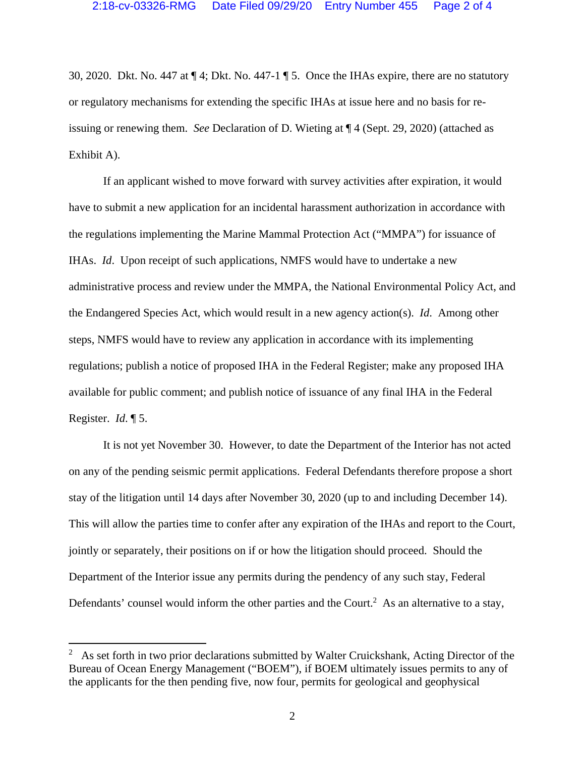30, 2020. Dkt. No. 447 at ¶ 4; Dkt. No. 447-1 ¶ 5. Once the IHAs expire, there are no statutory or regulatory mechanisms for extending the specific IHAs at issue here and no basis for re-issuing or renewing them. *See* Declaration of D. Wieting at ¶ 4 (Sept. 29, 2020) (attached as Exhibit A).

If an applicant wished to move forward with survey activities after expiration, it would have to submit a new application for an incidental harassment authorization in accordance with the regulations implementing the Marine Mammal Protection Act ("MMPA") for issuance of IHAs. *Id*. Upon receipt of such applications, NMFS would have to undertake a new administrative process and review under the MMPA, the National Environmental Policy Act, and the Endangered Species Act, which would result in a new agency action(s). *Id.* Among other steps, NMFS would have to review any application in accordance with its implementing regulations; publish a notice of proposed IHA in the Federal Register; make any proposed IHA available for public comment; and publish notice of issuance of any final IHA in the Federal Register. *Id*. ¶ 5.

It is not yet November 30. However, to date the Department of the Interior has not acted on any of the pending seismic permit applications. Federal Defendants therefore propose a short stay of the litigation until 14 days after November 30, 2020 (up to and including December 14). This will allow the parties time to confer after any expiration of the IHAs and report to the Court, jointly or separately, their positions on if or how the litigation should proceed. Should the Department of the Interior issue any permits during the pendency of any such stay, Federal Defendants' counsel would inform the other parties and the Court.[2] As an alternative to a stay,

[2] As set forth in two prior declarations submitted by Walter Cruickshank, Acting Director of the Bureau of Ocean Energy Management ("BOEM"), if BOEM ultimately issues permits to any of the applicants for the then pending five, now four, permits for geological and geophysical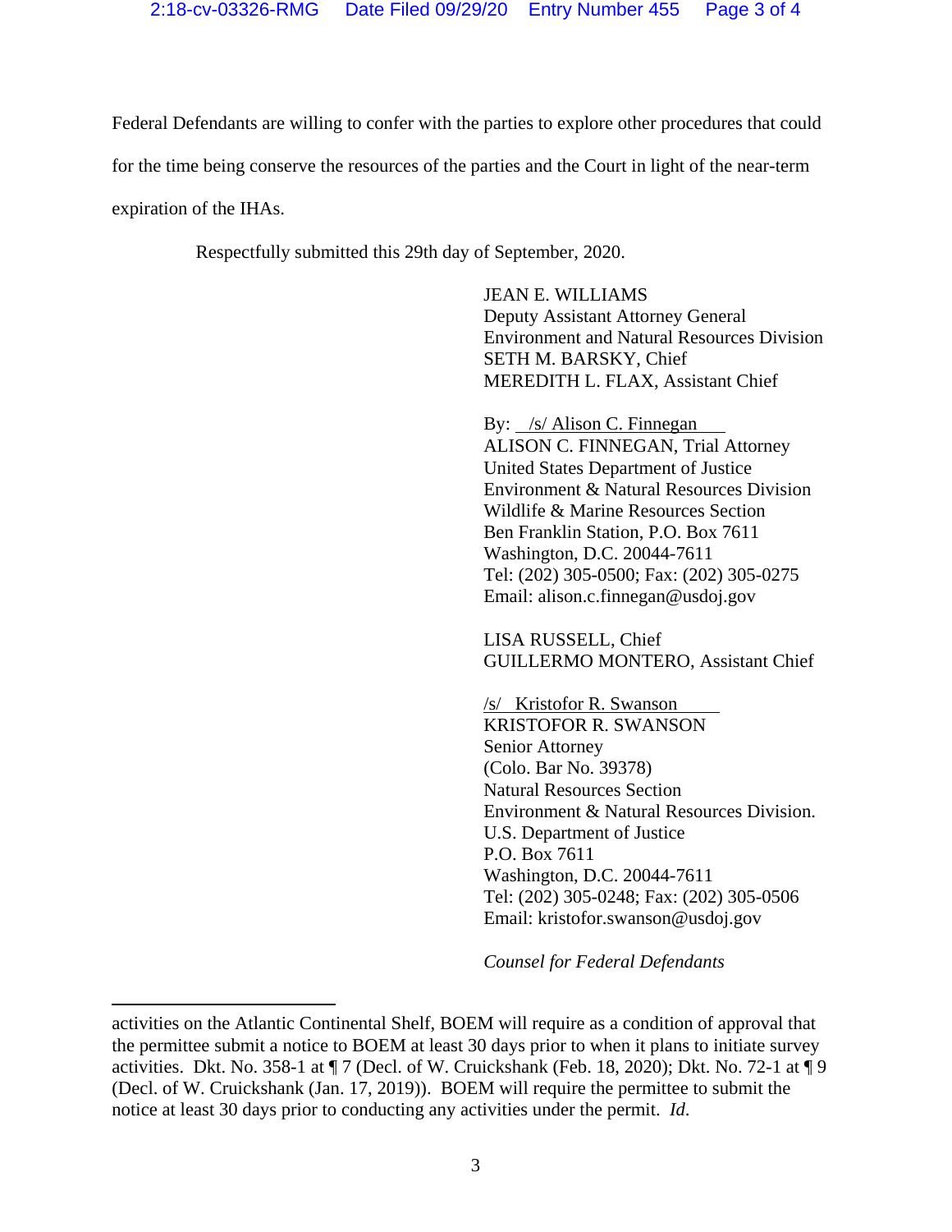Federal Defendants are willing to confer with the parties to explore other procedures that could for the time being conserve the resources of the parties and the Court in light of the near-term expiration of the IHAs.

Respectfully submitted this 29th day of September, 2020.

JEAN E. WILLIAMS
Deputy Assistant Attorney General
Environment and Natural Resources Division
SETH M. BARSKY, Chief
MEREDITH L. FLAX, Assistant Chief

By: /s/ Alison C. Finnegan
ALISON C. FINNEGAN, Trial Attorney
United States Department of Justice
Environment & Natural Resources Division
Wildlife & Marine Resources Section
Ben Franklin Station, P.O. Box 7611
Washington, D.C. 20044-7611
Tel: (202) 305-0500; Fax: (202) 305-0275
Email: alison.c.finnegan@usdoj.gov

LISA RUSSELL, Chief
GUILLERMO MONTERO, Assistant Chief

/s/ Kristofor R. Swanson
KRISTOFOR R. SWANSON
Senior Attorney
(Colo. Bar No. 39378)
Natural Resources Section
Environment & Natural Resources Division.
U.S. Department of Justice
P.O. Box 7611
Washington, D.C. 20044-7611
Tel: (202) 305-0248; Fax: (202) 305-0506
Email: kristofor.swanson@usdoj.gov

*Counsel for Federal Defendants*

---

activities on the Atlantic Continental Shelf, BOEM will require as a condition of approval that the permittee submit a notice to BOEM at least 30 days prior to when it plans to initiate survey activities. Dkt. No. 358-1 at ¶ 7 (Decl. of W. Cruickshank (Feb. 18, 2020); Dkt. No. 72-1 at ¶ 9 (Decl. of W. Cruickshank (Jan. 17, 2019)). BOEM will require the permittee to submit the notice at least 30 days prior to conducting any activities under the permit. *Id.*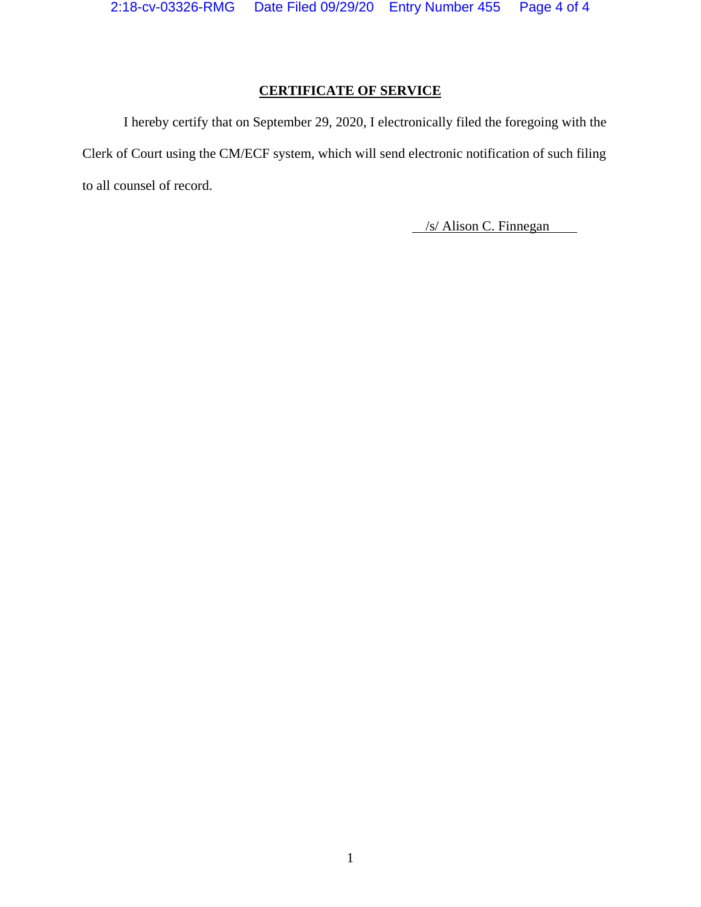## CERTIFICATE OF SERVICE

I hereby certify that on September 29, 2020, I electronically filed the foregoing with the Clerk of Court using the CM/ECF system, which will send electronic notification of such filing to all counsel of record.

/s/ Alison C. Finnegan